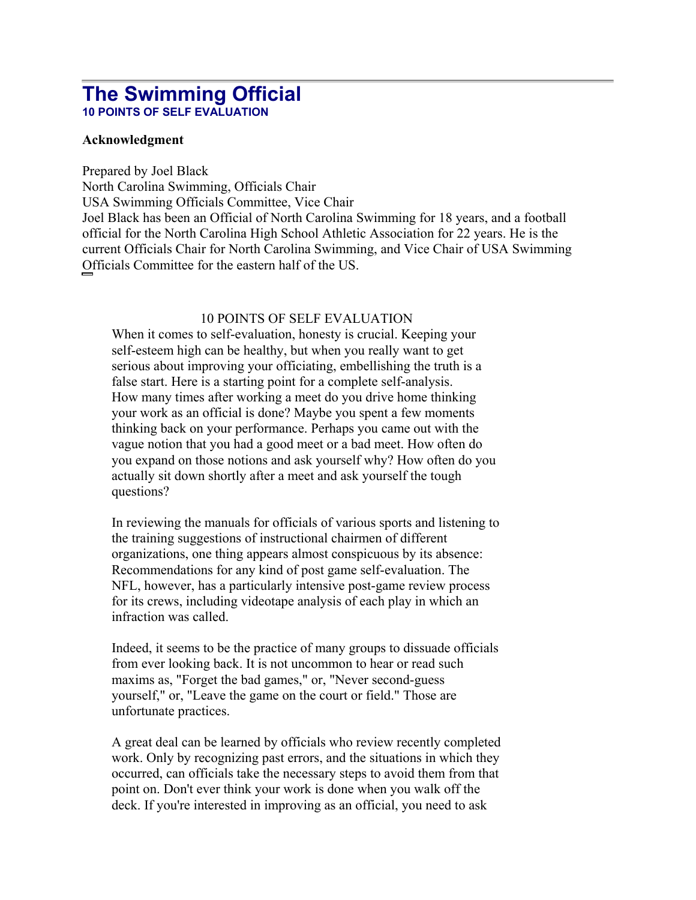# The Swimming Official

### 10 POINTS OF SELF EVALUATION

**Acknowledgment**

Prepared by Joel Black
North Carolina Swimming, Officials Chair
USA Swimming Officials Committee, Vice Chair
Joel Black has been an Official of North Carolina Swimming for 18 years, and a football official for the North Carolina High School Athletic Association for 22 years. He is the current Officials Chair for North Carolina Swimming, and Vice Chair of USA Swimming Officials Committee for the eastern half of the US.

10 POINTS OF SELF EVALUATION

When it comes to self-evaluation, honesty is crucial. Keeping your self-esteem high can be healthy, but when you really want to get serious about improving your officiating, embellishing the truth is a false start. Here is a starting point for a complete self-analysis.
How many times after working a meet do you drive home thinking your work as an official is done? Maybe you spent a few moments thinking back on your performance. Perhaps you came out with the vague notion that you had a good meet or a bad meet. How often do you expand on those notions and ask yourself why? How often do you actually sit down shortly after a meet and ask yourself the tough questions?

In reviewing the manuals for officials of various sports and listening to the training suggestions of instructional chairmen of different organizations, one thing appears almost conspicuous by its absence: Recommendations for any kind of post game self-evaluation. The NFL, however, has a particularly intensive post-game review process for its crews, including videotape analysis of each play in which an infraction was called.

Indeed, it seems to be the practice of many groups to dissuade officials from ever looking back. It is not uncommon to hear or read such maxims as, "Forget the bad games," or, "Never second-guess yourself," or, "Leave the game on the court or field." Those are unfortunate practices.

A great deal can be learned by officials who review recently completed work. Only by recognizing past errors, and the situations in which they occurred, can officials take the necessary steps to avoid them from that point on. Don't ever think your work is done when you walk off the deck. If you're interested in improving as an official, you need to ask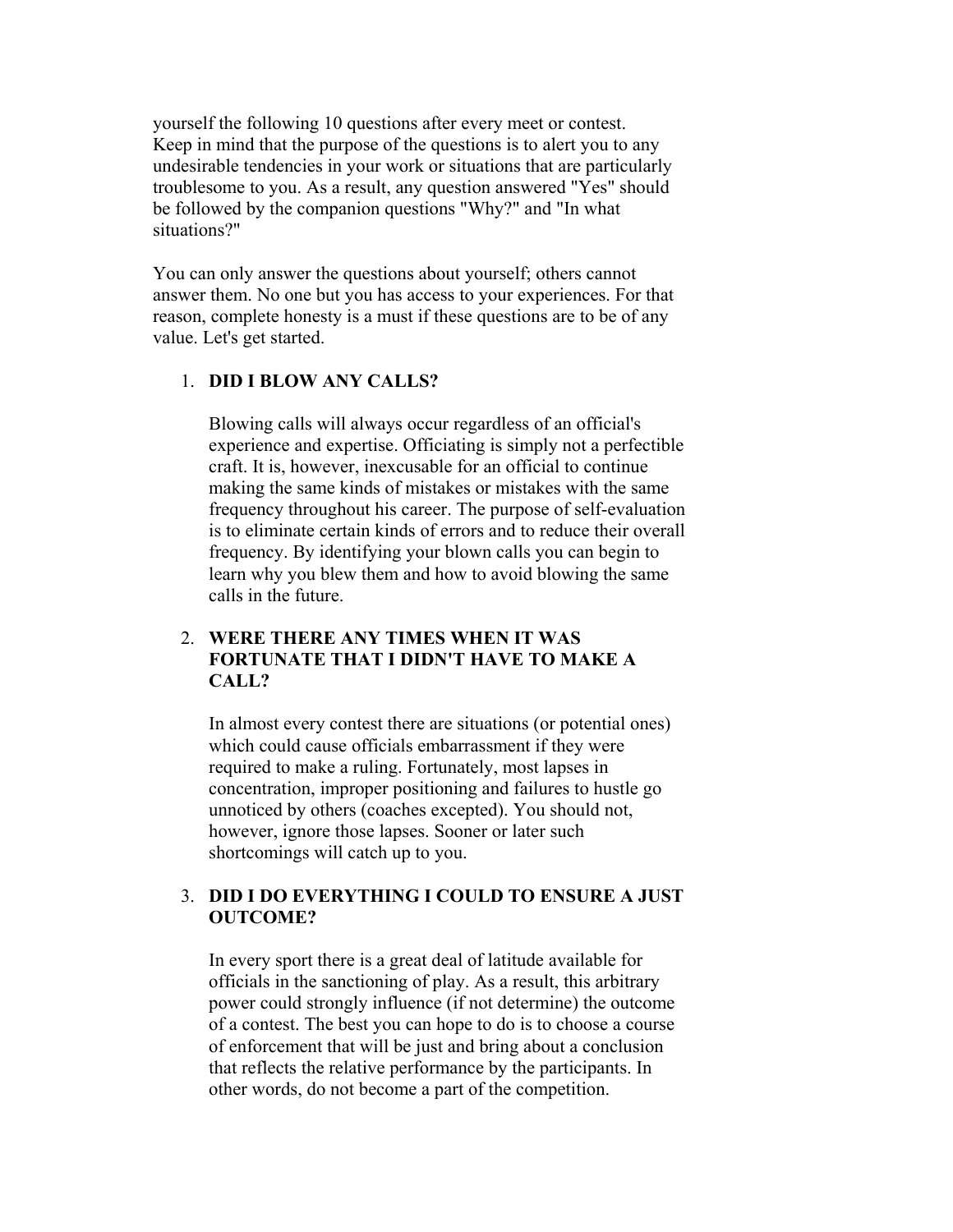yourself the following 10 questions after every meet or contest. Keep in mind that the purpose of the questions is to alert you to any undesirable tendencies in your work or situations that are particularly troublesome to you. As a result, any question answered "Yes" should be followed by the companion questions "Why?" and "In what situations?"

You can only answer the questions about yourself; others cannot answer them. No one but you has access to your experiences. For that reason, complete honesty is a must if these questions are to be of any value. Let's get started.

1. **DID I BLOW ANY CALLS?**

   Blowing calls will always occur regardless of an official's experience and expertise. Officiating is simply not a perfectible craft. It is, however, inexcusable for an official to continue making the same kinds of mistakes or mistakes with the same frequency throughout his career. The purpose of self-evaluation is to eliminate certain kinds of errors and to reduce their overall frequency. By identifying your blown calls you can begin to learn why you blew them and how to avoid blowing the same calls in the future.

2. **WERE THERE ANY TIMES WHEN IT WAS FORTUNATE THAT I DIDN'T HAVE TO MAKE A CALL?**

   In almost every contest there are situations (or potential ones) which could cause officials embarrassment if they were required to make a ruling. Fortunately, most lapses in concentration, improper positioning and failures to hustle go unnoticed by others (coaches excepted). You should not, however, ignore those lapses. Sooner or later such shortcomings will catch up to you.

3. **DID I DO EVERYTHING I COULD TO ENSURE A JUST OUTCOME?**

   In every sport there is a great deal of latitude available for officials in the sanctioning of play. As a result, this arbitrary power could strongly influence (if not determine) the outcome of a contest. The best you can hope to do is to choose a course of enforcement that will be just and bring about a conclusion that reflects the relative performance by the participants. In other words, do not become a part of the competition.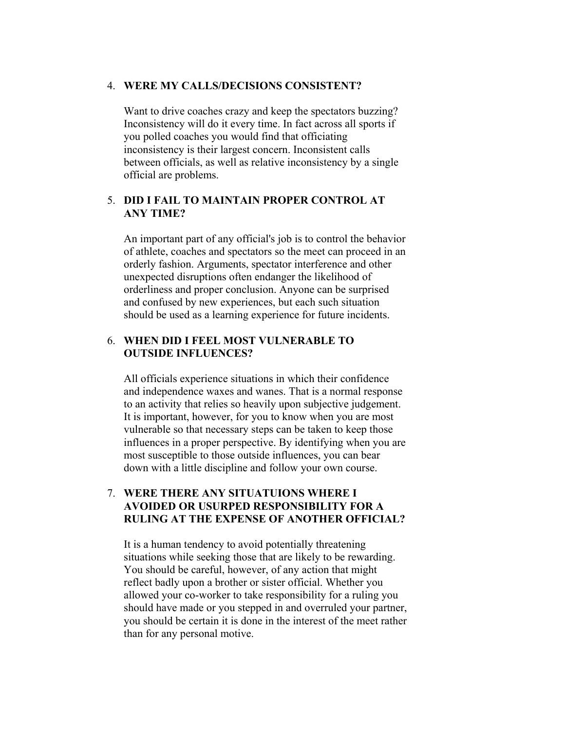4. **WERE MY CALLS/DECISIONS CONSISTENT?**

   Want to drive coaches crazy and keep the spectators buzzing? Inconsistency will do it every time. In fact across all sports if you polled coaches you would find that officiating inconsistency is their largest concern. Inconsistent calls between officials, as well as relative inconsistency by a single official are problems.

5. **DID I FAIL TO MAINTAIN PROPER CONTROL AT ANY TIME?**

   An important part of any official's job is to control the behavior of athlete, coaches and spectators so the meet can proceed in an orderly fashion. Arguments, spectator interference and other unexpected disruptions often endanger the likelihood of orderliness and proper conclusion. Anyone can be surprised and confused by new experiences, but each such situation should be used as a learning experience for future incidents.

6. **WHEN DID I FEEL MOST VULNERABLE TO OUTSIDE INFLUENCES?**

   All officials experience situations in which their confidence and independence waxes and wanes. That is a normal response to an activity that relies so heavily upon subjective judgement. It is important, however, for you to know when you are most vulnerable so that necessary steps can be taken to keep those influences in a proper perspective. By identifying when you are most susceptible to those outside influences, you can bear down with a little discipline and follow your own course.

7. **WERE THERE ANY SITUATUIONS WHERE I AVOIDED OR USURPED RESPONSIBILITY FOR A RULING AT THE EXPENSE OF ANOTHER OFFICIAL?**

   It is a human tendency to avoid potentially threatening situations while seeking those that are likely to be rewarding. You should be careful, however, of any action that might reflect badly upon a brother or sister official. Whether you allowed your co-worker to take responsibility for a ruling you should have made or you stepped in and overruled your partner, you should be certain it is done in the interest of the meet rather than for any personal motive.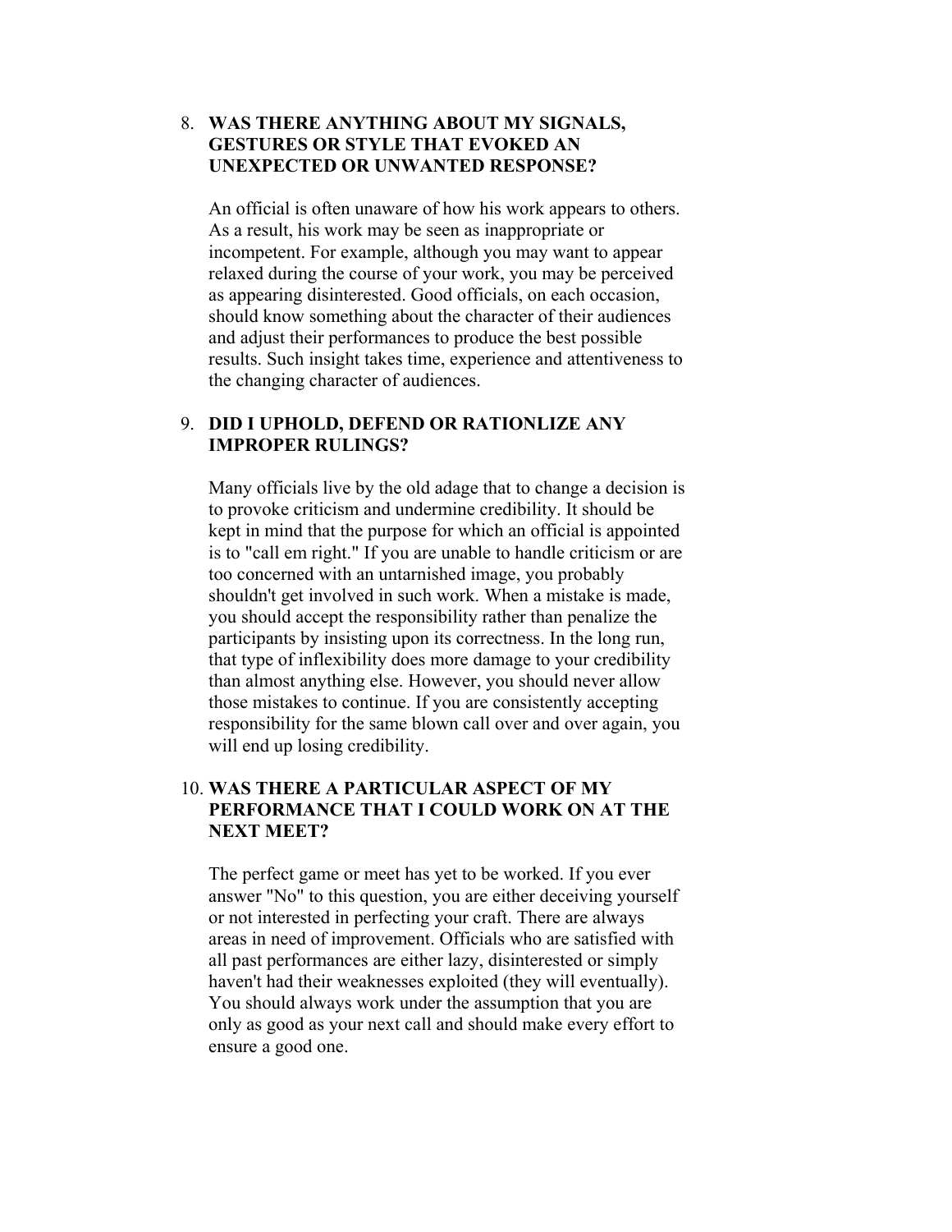8. **WAS THERE ANYTHING ABOUT MY SIGNALS, GESTURES OR STYLE THAT EVOKED AN UNEXPECTED OR UNWANTED RESPONSE?**

   An official is often unaware of how his work appears to others. As a result, his work may be seen as inappropriate or incompetent. For example, although you may want to appear relaxed during the course of your work, you may be perceived as appearing disinterested. Good officials, on each occasion, should know something about the character of their audiences and adjust their performances to produce the best possible results. Such insight takes time, experience and attentiveness to the changing character of audiences.

9. **DID I UPHOLD, DEFEND OR RATIONLIZE ANY IMPROPER RULINGS?**

   Many officials live by the old adage that to change a decision is to provoke criticism and undermine credibility. It should be kept in mind that the purpose for which an official is appointed is to "call em right." If you are unable to handle criticism or are too concerned with an untarnished image, you probably shouldn't get involved in such work. When a mistake is made, you should accept the responsibility rather than penalize the participants by insisting upon its correctness. In the long run, that type of inflexibility does more damage to your credibility than almost anything else. However, you should never allow those mistakes to continue. If you are consistently accepting responsibility for the same blown call over and over again, you will end up losing credibility.

10. **WAS THERE A PARTICULAR ASPECT OF MY PERFORMANCE THAT I COULD WORK ON AT THE NEXT MEET?**

    The perfect game or meet has yet to be worked. If you ever answer "No" to this question, you are either deceiving yourself or not interested in perfecting your craft. There are always areas in need of improvement. Officials who are satisfied with all past performances are either lazy, disinterested or simply haven't had their weaknesses exploited (they will eventually). You should always work under the assumption that you are only as good as your next call and should make every effort to ensure a good one.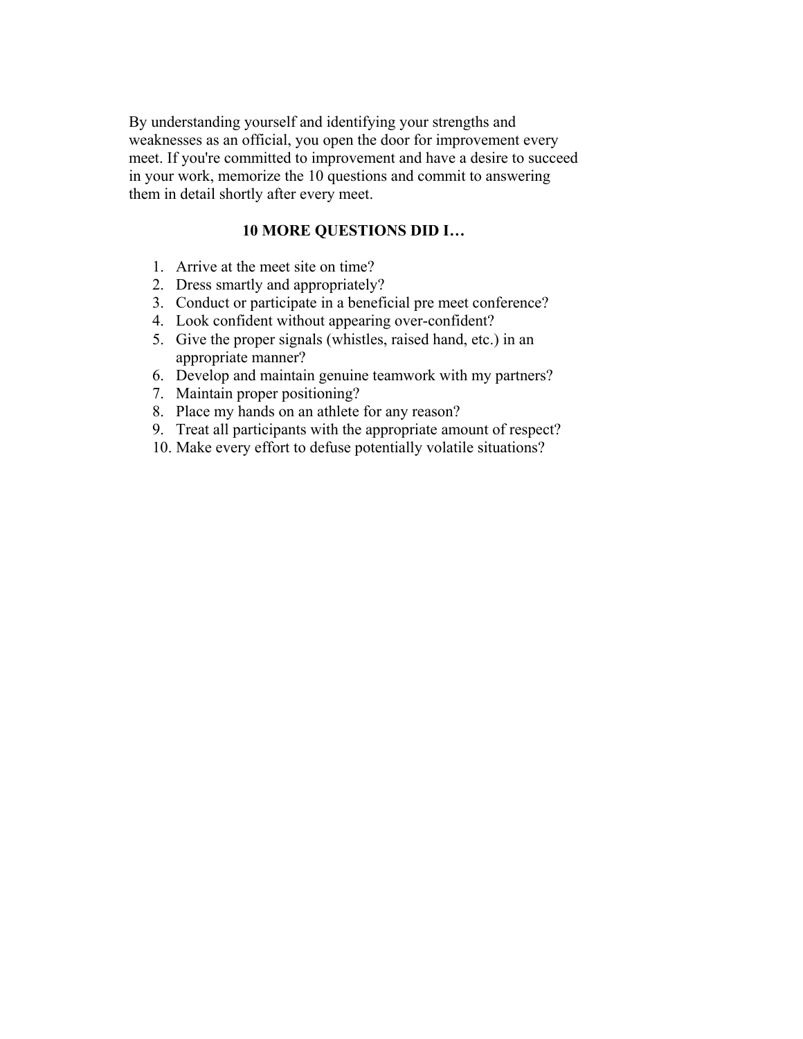By understanding yourself and identifying your strengths and weaknesses as an official, you open the door for improvement every meet. If you're committed to improvement and have a desire to succeed in your work, memorize the 10 questions and commit to answering them in detail shortly after every meet.

**10 MORE QUESTIONS DID I…**

1. Arrive at the meet site on time?
2. Dress smartly and appropriately?
3. Conduct or participate in a beneficial pre meet conference?
4. Look confident without appearing over-confident?
5. Give the proper signals (whistles, raised hand, etc.) in an appropriate manner?
6. Develop and maintain genuine teamwork with my partners?
7. Maintain proper positioning?
8. Place my hands on an athlete for any reason?
9. Treat all participants with the appropriate amount of respect?
10. Make every effort to defuse potentially volatile situations?